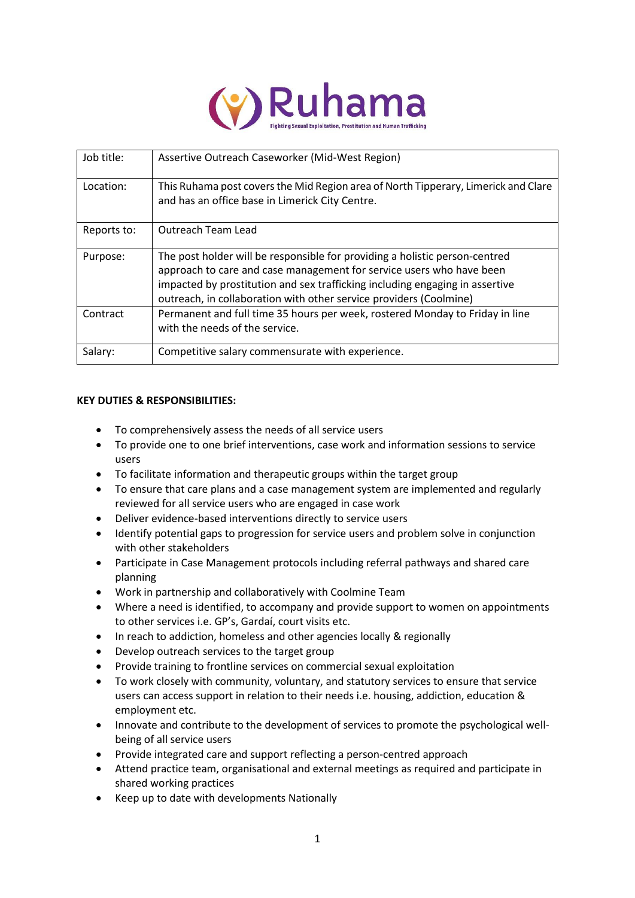# Ruhama

Fighting Sexual Exploitation, Prostitution and Human Trafficking

| Job title: | Assertive Outreach Caseworker (Mid-West Region) |
|---|---|
| Location: | This Ruhama post covers the Mid Region area of North Tipperary, Limerick and Clare and has an office base in Limerick City Centre. |
| Reports to: | Outreach Team Lead |
| Purpose: | The post holder will be responsible for providing a holistic person-centred approach to care and case management for service users who have been impacted by prostitution and sex trafficking including engaging in assertive outreach, in collaboration with other service providers (Coolmine) |
| Contract | Permanent and full time 35 hours per week, rostered Monday to Friday in line with the needs of the service. |
| Salary: | Competitive salary commensurate with experience. |

**KEY DUTIES & RESPONSIBILITIES:**

- To comprehensively assess the needs of all service users
- To provide one to one brief interventions, case work and information sessions to service users
- To facilitate information and therapeutic groups within the target group
- To ensure that care plans and a case management system are implemented and regularly reviewed for all service users who are engaged in case work
- Deliver evidence-based interventions directly to service users
- Identify potential gaps to progression for service users and problem solve in conjunction with other stakeholders
- Participate in Case Management protocols including referral pathways and shared care planning
- Work in partnership and collaboratively with Coolmine Team
- Where a need is identified, to accompany and provide support to women on appointments to other services i.e. GP's, Gardaí, court visits etc.
- In reach to addiction, homeless and other agencies locally & regionally
- Develop outreach services to the target group
- Provide training to frontline services on commercial sexual exploitation
- To work closely with community, voluntary, and statutory services to ensure that service users can access support in relation to their needs i.e. housing, addiction, education & employment etc.
- Innovate and contribute to the development of services to promote the psychological well-being of all service users
- Provide integrated care and support reflecting a person-centred approach
- Attend practice team, organisational and external meetings as required and participate in shared working practices
- Keep up to date with developments Nationally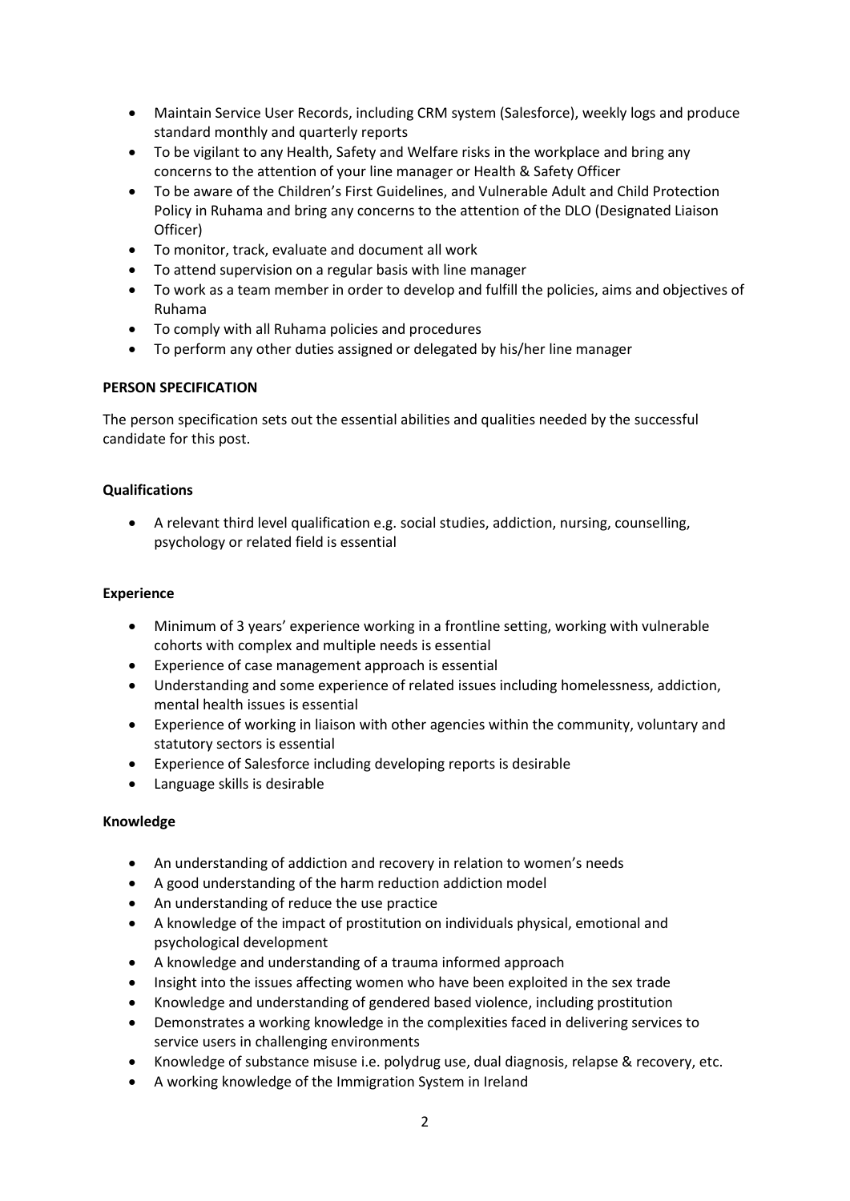- Maintain Service User Records, including CRM system (Salesforce), weekly logs and produce standard monthly and quarterly reports
- To be vigilant to any Health, Safety and Welfare risks in the workplace and bring any concerns to the attention of your line manager or Health & Safety Officer
- To be aware of the Children's First Guidelines, and Vulnerable Adult and Child Protection Policy in Ruhama and bring any concerns to the attention of the DLO (Designated Liaison Officer)
- To monitor, track, evaluate and document all work
- To attend supervision on a regular basis with line manager
- To work as a team member in order to develop and fulfill the policies, aims and objectives of Ruhama
- To comply with all Ruhama policies and procedures
- To perform any other duties assigned or delegated by his/her line manager

**PERSON SPECIFICATION**

The person specification sets out the essential abilities and qualities needed by the successful candidate for this post.

**Qualifications**

- A relevant third level qualification e.g. social studies, addiction, nursing, counselling, psychology or related field is essential

**Experience**

- Minimum of 3 years' experience working in a frontline setting, working with vulnerable cohorts with complex and multiple needs is essential
- Experience of case management approach is essential
- Understanding and some experience of related issues including homelessness, addiction, mental health issues is essential
- Experience of working in liaison with other agencies within the community, voluntary and statutory sectors is essential
- Experience of Salesforce including developing reports is desirable
- Language skills is desirable

**Knowledge**

- An understanding of addiction and recovery in relation to women's needs
- A good understanding of the harm reduction addiction model
- An understanding of reduce the use practice
- A knowledge of the impact of prostitution on individuals physical, emotional and psychological development
- A knowledge and understanding of a trauma informed approach
- Insight into the issues affecting women who have been exploited in the sex trade
- Knowledge and understanding of gendered based violence, including prostitution
- Demonstrates a working knowledge in the complexities faced in delivering services to service users in challenging environments
- Knowledge of substance misuse i.e. polydrug use, dual diagnosis, relapse & recovery, etc.
- A working knowledge of the Immigration System in Ireland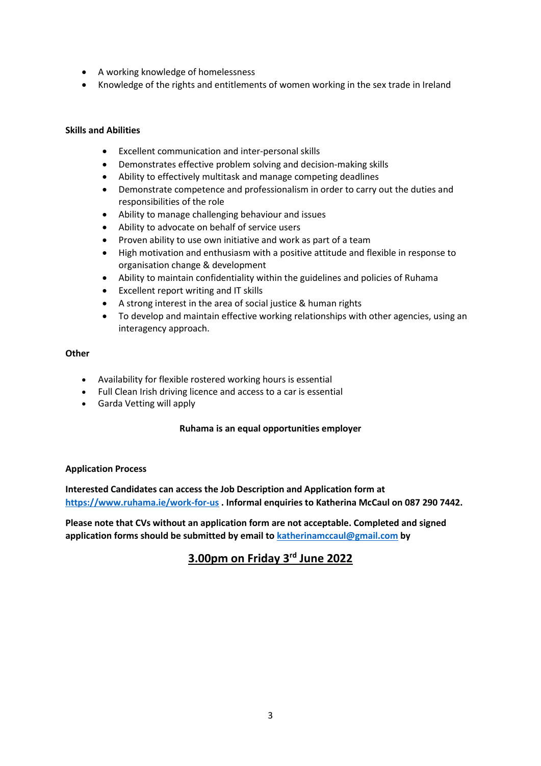- A working knowledge of homelessness
- Knowledge of the rights and entitlements of women working in the sex trade in Ireland

**Skills and Abilities**

- Excellent communication and inter-personal skills
- Demonstrates effective problem solving and decision-making skills
- Ability to effectively multitask and manage competing deadlines
- Demonstrate competence and professionalism in order to carry out the duties and responsibilities of the role
- Ability to manage challenging behaviour and issues
- Ability to advocate on behalf of service users
- Proven ability to use own initiative and work as part of a team
- High motivation and enthusiasm with a positive attitude and flexible in response to organisation change & development
- Ability to maintain confidentiality within the guidelines and policies of Ruhama
- Excellent report writing and IT skills
- A strong interest in the area of social justice & human rights
- To develop and maintain effective working relationships with other agencies, using an interagency approach.

**Other**

- Availability for flexible rostered working hours is essential
- Full Clean Irish driving licence and access to a car is essential
- Garda Vetting will apply

**Ruhama is an equal opportunities employer**

**Application Process**

**Interested Candidates can access the Job Description and Application form at [https://www.ruhama.ie/work-for-us](https://www.ruhama.ie/work-for-us) . Informal enquiries to Katherina McCaul on 087 290 7442.**

**Please note that CVs without an application form are not acceptable. Completed and signed application forms should be submitted by email to [katherinamccaul@gmail.com](mailto:katherinamccaul@gmail.com) by**

**<u>3.00pm on Friday 3rd June 2022</u>**